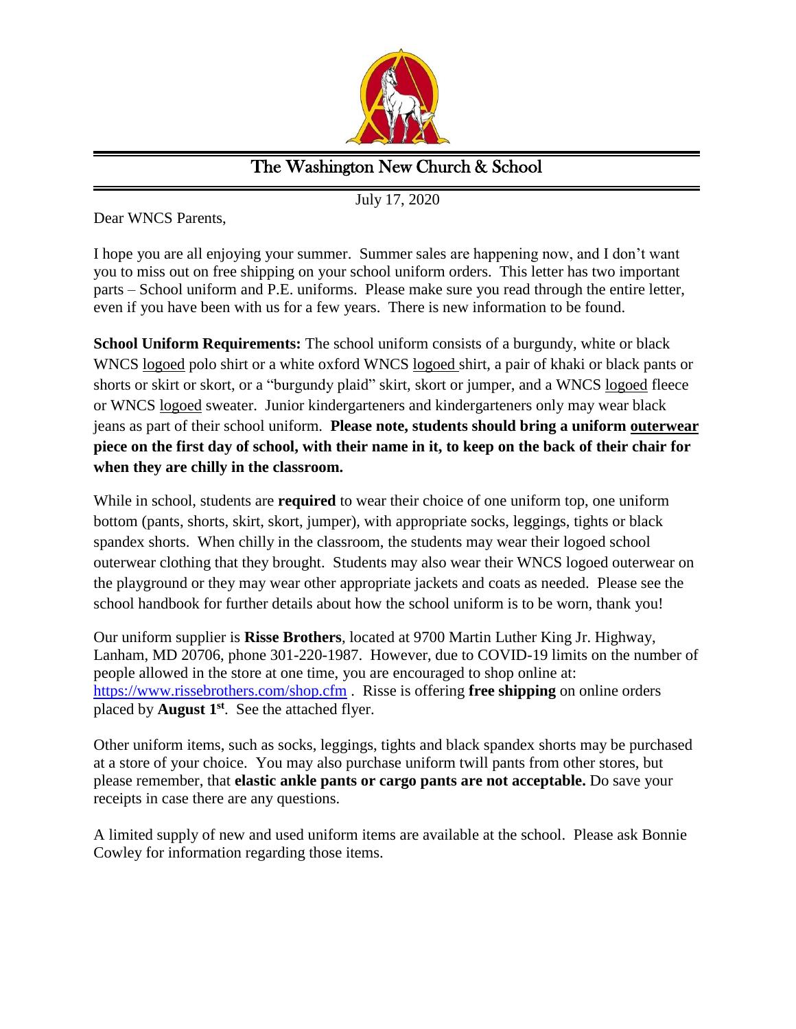# The Washington New Church & School

July 17, 2020

Dear WNCS Parents,

I hope you are all enjoying your summer. Summer sales are happening now, and I don't want you to miss out on free shipping on your school uniform orders. This letter has two important parts – School uniform and P.E. uniforms. Please make sure you read through the entire letter, even if you have been with us for a few years. There is new information to be found.

**School Uniform Requirements:** The school uniform consists of a burgundy, white or black WNCS logoed polo shirt or a white oxford WNCS logoed shirt, a pair of khaki or black pants or shorts or skirt or skort, or a "burgundy plaid" skirt, skort or jumper, and a WNCS logoed fleece or WNCS logoed sweater. Junior kindergarteners and kindergarteners only may wear black jeans as part of their school uniform. **Please note, students should bring a uniform outerwear piece on the first day of school, with their name in it, to keep on the back of their chair for when they are chilly in the classroom.**

While in school, students are **required** to wear their choice of one uniform top, one uniform bottom (pants, shorts, skirt, skort, jumper), with appropriate socks, leggings, tights or black spandex shorts. When chilly in the classroom, the students may wear their logoed school outerwear clothing that they brought. Students may also wear their WNCS logoed outerwear on the playground or they may wear other appropriate jackets and coats as needed. Please see the school handbook for further details about how the school uniform is to be worn, thank you!

Our uniform supplier is **Risse Brothers**, located at 9700 Martin Luther King Jr. Highway, Lanham, MD 20706, phone 301-220-1987. However, due to COVID-19 limits on the number of people allowed in the store at one time, you are encouraged to shop online at: https://www.rissebrothers.com/shop.cfm . Risse is offering **free shipping** on online orders placed by **August 1st**. See the attached flyer.

Other uniform items, such as socks, leggings, tights and black spandex shorts may be purchased at a store of your choice. You may also purchase uniform twill pants from other stores, but please remember, that **elastic ankle pants or cargo pants are not acceptable.** Do save your receipts in case there are any questions.

A limited supply of new and used uniform items are available at the school. Please ask Bonnie Cowley for information regarding those items.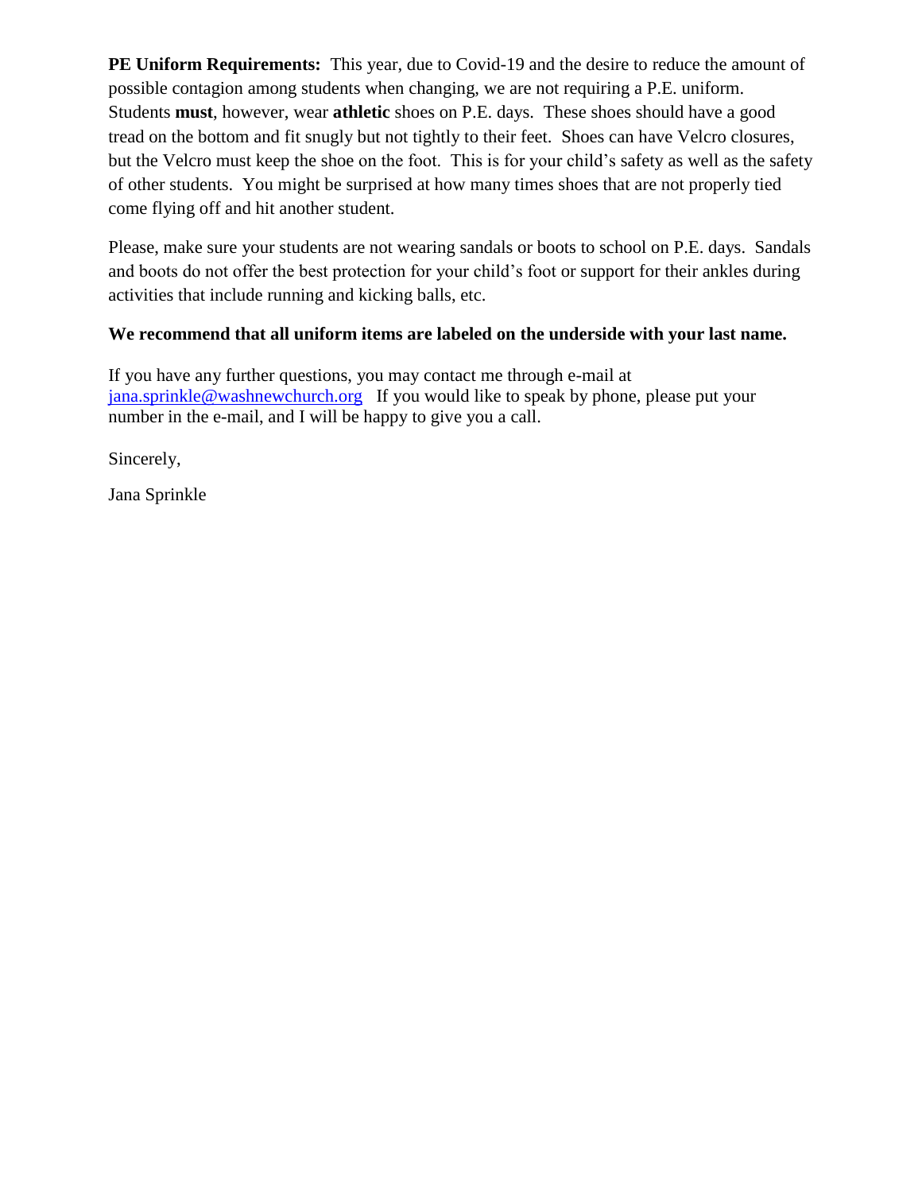**PE Uniform Requirements:** This year, due to Covid-19 and the desire to reduce the amount of possible contagion among students when changing, we are not requiring a P.E. uniform. Students **must**, however, wear **athletic** shoes on P.E. days. These shoes should have a good tread on the bottom and fit snugly but not tightly to their feet. Shoes can have Velcro closures, but the Velcro must keep the shoe on the foot. This is for your child's safety as well as the safety of other students. You might be surprised at how many times shoes that are not properly tied come flying off and hit another student.

Please, make sure your students are not wearing sandals or boots to school on P.E. days. Sandals and boots do not offer the best protection for your child's foot or support for their ankles during activities that include running and kicking balls, etc.

**We recommend that all uniform items are labeled on the underside with your last name.**

If you have any further questions, you may contact me through e-mail at jana.sprinkle@washnewchurch.org If you would like to speak by phone, please put your number in the e-mail, and I will be happy to give you a call.

Sincerely,

Jana Sprinkle